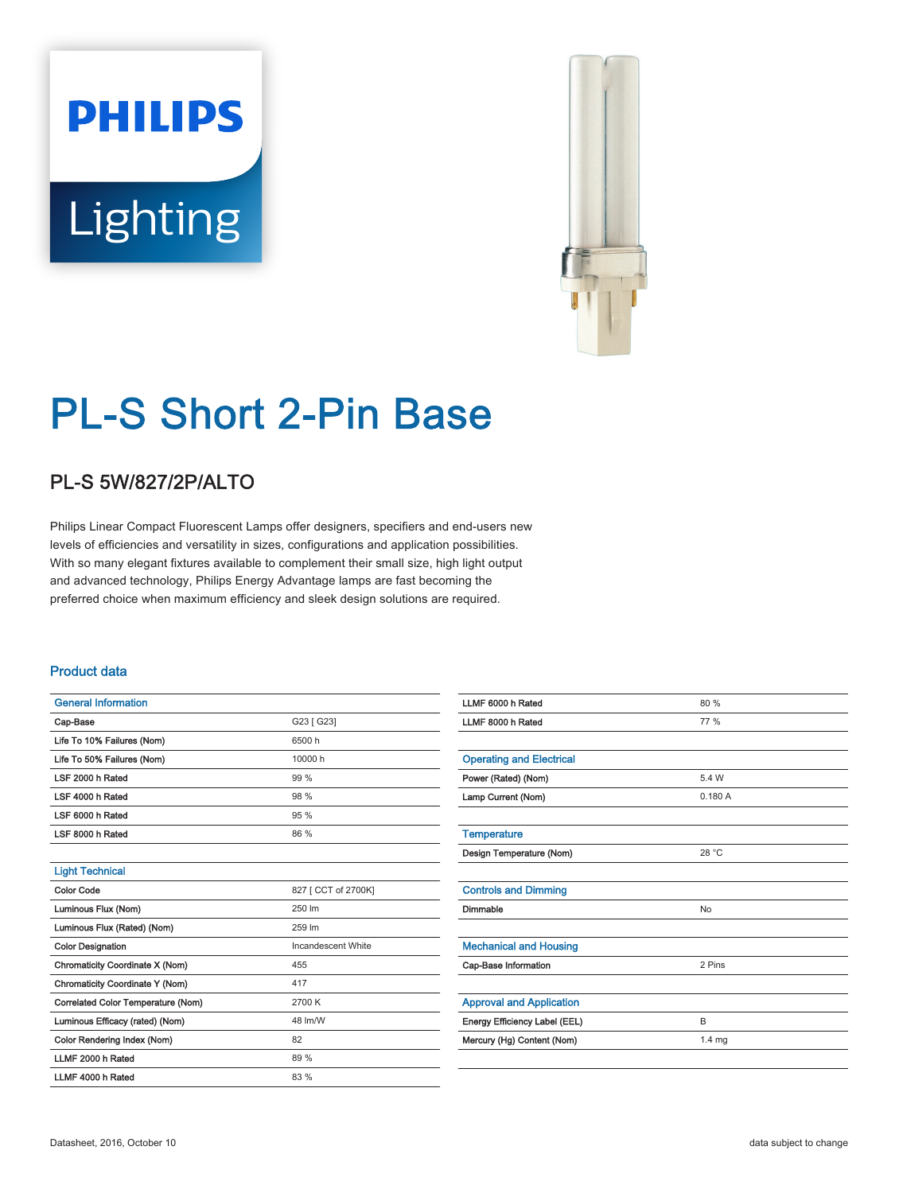# PL-S Short 2-Pin Base

## PL-S 5W/827/2P/ALTO

Philips Linear Compact Fluorescent Lamps offer designers, specifiers and end-users new levels of efficiencies and versatility in sizes, configurations and application possibilities. With so many elegant fixtures available to complement their small size, high light output and advanced technology, Philips Energy Advantage lamps are fast becoming the preferred choice when maximum efficiency and sleek design solutions are required.

### Product data

| General Information | |
|---|---|
| Cap-Base | G23 [ G23] |
| Life To 10% Failures (Nom) | 6500 h |
| Life To 50% Failures (Nom) | 10000 h |
| LSF 2000 h Rated | 99 % |
| LSF 4000 h Rated | 98 % |
| LSF 6000 h Rated | 95 % |
| LSF 8000 h Rated | 86 % |

| Light Technical | |
|---|---|
| Color Code | 827 [ CCT of 2700K] |
| Luminous Flux (Nom) | 250 lm |
| Luminous Flux (Rated) (Nom) | 259 lm |
| Color Designation | Incandescent White |
| Chromaticity Coordinate X (Nom) | 455 |
| Chromaticity Coordinate Y (Nom) | 417 |
| Correlated Color Temperature (Nom) | 2700 K |
| Luminous Efficacy (rated) (Nom) | 48 lm/W |
| Color Rendering Index (Nom) | 82 |
| LLMF 2000 h Rated | 89 % |
| LLMF 4000 h Rated | 83 % |
| LLMF 6000 h Rated | 80 % |
| LLMF 8000 h Rated | 77 % |

| Operating and Electrical | |
|---|---|
| Power (Rated) (Nom) | 5.4 W |
| Lamp Current (Nom) | 0.180 A |

| Temperature | |
|---|---|
| Design Temperature (Nom) | 28 °C |

| Controls and Dimming | |
|---|---|
| Dimmable | No |

| Mechanical and Housing | |
|---|---|
| Cap-Base Information | 2 Pins |

| Approval and Application | |
|---|---|
| Energy Efficiency Label (EEL) | B |
| Mercury (Hg) Content (Nom) | 1.4 mg |

Datasheet, 2016, October 10 — data subject to change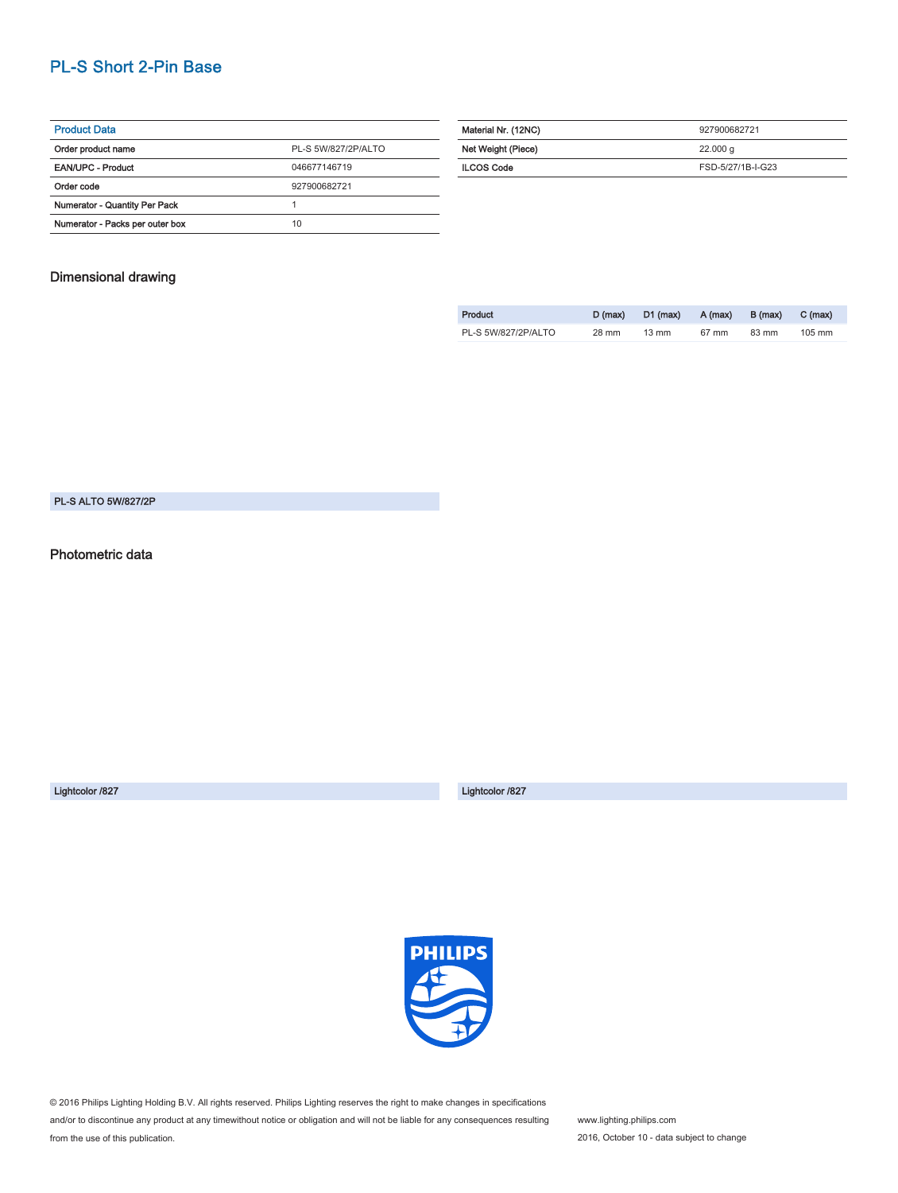## PL-S Short 2-Pin Base

| Product Data | |
|---|---|
| Order product name | PL-S 5W/827/2P/ALTO |
| EAN/UPC - Product | 046677146719 |
| Order code | 927900682721 |
| Numerator - Quantity Per Pack | 1 |
| Numerator - Packs per outer box | 10 |

| | |
|---|---|
| Material Nr. (12NC) | 927900682721 |
| Net Weight (Piece) | 22.000 g |
| ILCOS Code | FSD-5/27/1B-I-G23 |

### Dimensional drawing

| Product | D (max) | D1 (max) | A (max) | B (max) | C (max) |
|---|---|---|---|---|---|
| PL-S 5W/827/2P/ALTO | 28 mm | 13 mm | 67 mm | 83 mm | 105 mm |

PL-S ALTO 5W/827/2P

### Photometric data

Lightcolor /827

Lightcolor /827

© 2016 Philips Lighting Holding B.V. All rights reserved. Philips Lighting reserves the right to make changes in specifications and/or to discontinue any product at any timewithout notice or obligation and will not be liable for any consequences resulting from the use of this publication.

www.lighting.philips.com

2016, October 10 - data subject to change